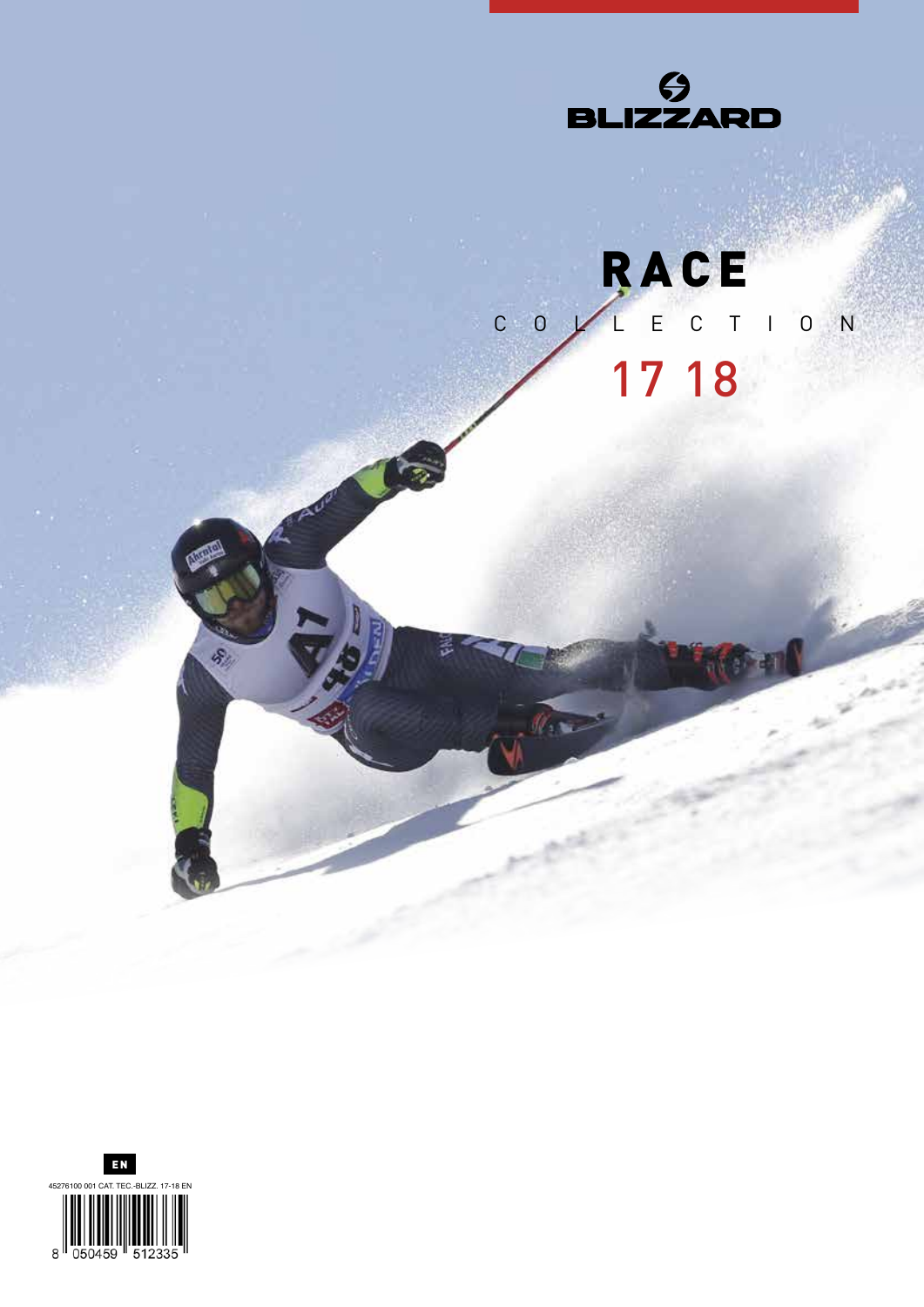BLIZZARD

# RACE

COLLECTION

17 18

EN

45276100 001 CAT. TEC.-BLIZZ. 17-18 EN

8 050459 512335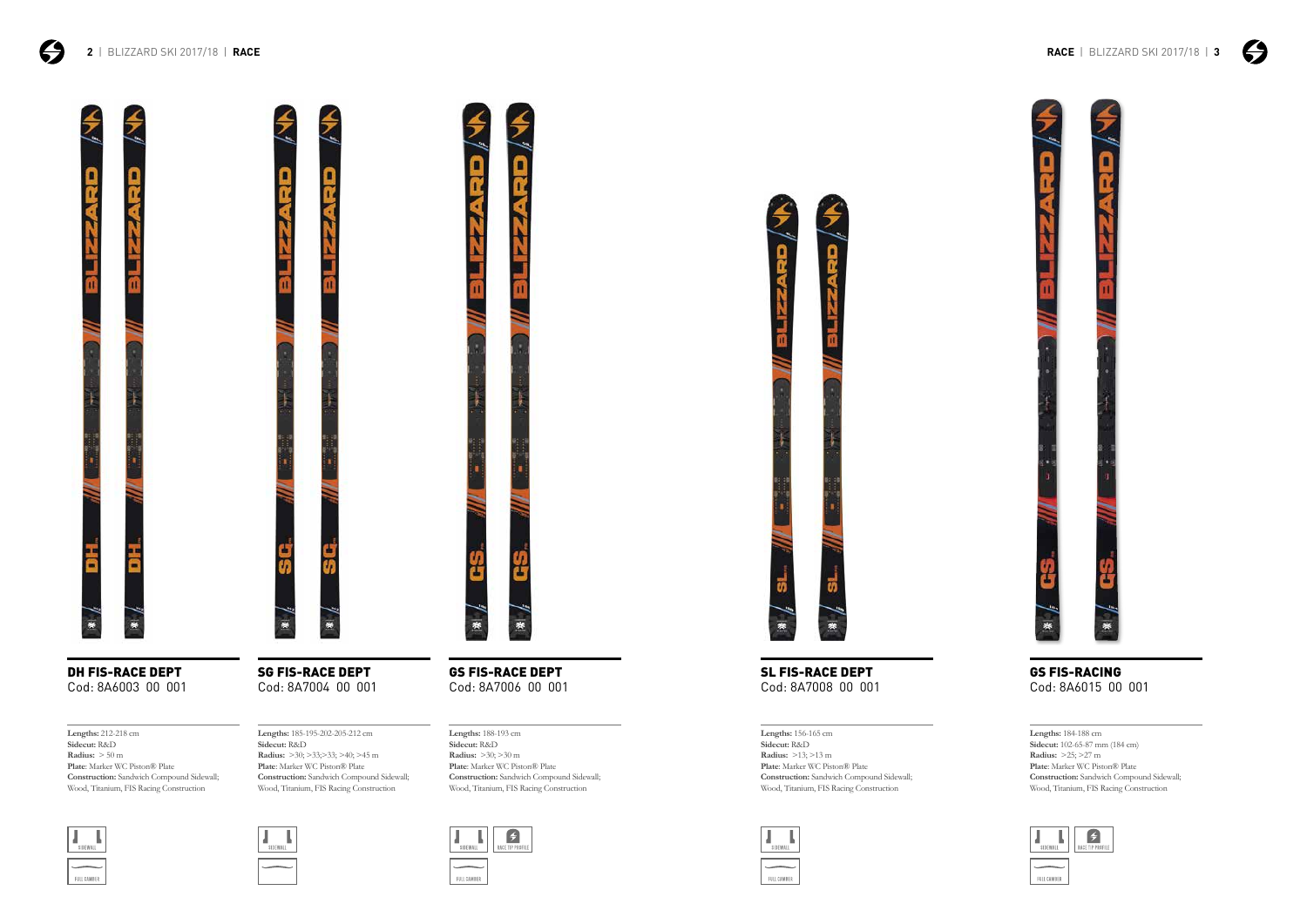## DH FIS-RACE DEPT
Cod: 8A6003 00 001

**Lengths:** 212-218 cm
**Sidecut:** R&D
**Radius:** > 50 m
**Plate:** Marker WC Piston® Plate
**Construction:** Sandwich Compound Sidewall; Wood, Titanium, FIS Racing Construction

SIDEWALL
FULL CAMBER

## SG FIS-RACE DEPT
Cod: 8A7004 00 001

**Lengths:** 185-195-202-205-212 cm
**Sidecut:** R&D
**Radius:** >30; >33;>33; >40; >45 m
**Plate:** Marker WC Piston® Plate
**Construction:** Sandwich Compound Sidewall; Wood, Titanium, FIS Racing Construction

SIDEWALL

## GS FIS-RACE DEPT
Cod: 8A7006 00 001

**Lengths:** 188-193 cm
**Sidecut:** R&D
**Radius:** >30; >30 m
**Plate:** Marker WC Piston® Plate
**Construction:** Sandwich Compound Sidewall; Wood, Titanium, FIS Racing Construction

SIDEWALL
RACE TIP PROFILE
FULL CAMBER

## SL FIS-RACE DEPT
Cod: 8A7008 00 001

**Lengths:** 156-165 cm
**Sidecut:** R&D
**Radius:** >13; >13 m
**Plate:** Marker WC Piston® Plate
**Construction:** Sandwich Compound Sidewall; Wood, Titanium, FIS Racing Construction

SIDEWALL
FULL CAMBER

## GS FIS-RACING
Cod: 8A6015 00 001

**Lengths:** 184-188 cm
**Sidecut:** 102-65-87 mm (184 cm)
**Radius:** >25; >27 m
**Plate:** Marker WC Piston® Plate
**Construction:** Sandwich Compound Sidewall; Wood, Titanium, FIS Racing Construction

SIDEWALL
RACE TIP PROFILE
FULL CAMBER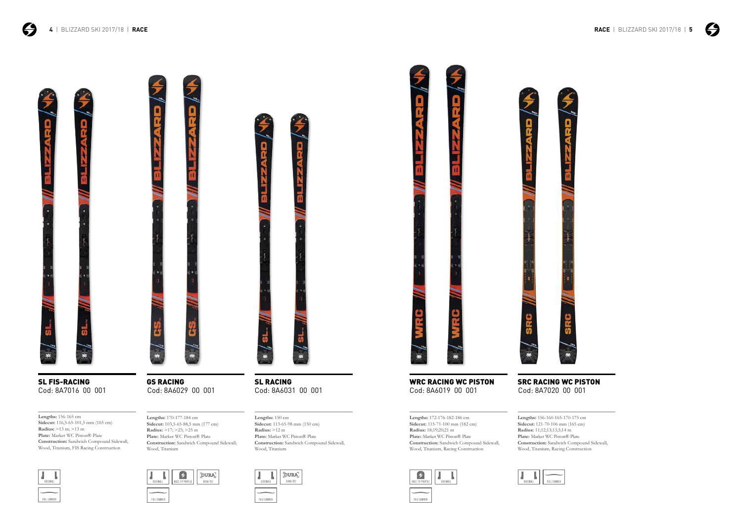## SL FIS-RACING

Cod: 8A7016 00 001

**Lengths:** 156-165 cm
**Sidecut:** 116,5-65-101,5 mm (165 cm)
**Radius:** >13 m; >13 m
**Plate:** Marker WC Piston® Plate
**Construction:** Sandwich Compound Sidewall, Wood, Titanium, FIS Racing Construction

SIDEWALL
FULL CAMBER

## GS RACING

Cod: 8A6029 00 001

**Lengths:** 170-177-184 cm
**Sidecut:** 103,5-65-88,5 mm (177 cm)
**Radius:** >17; >23; >25 m
**Plate:** Marker WC Piston® Plate
**Construction:** Sandwich Compound Sidewall; Wood, Titanium

SIDEWALL
RACE TIP PROFILE
DURA-TEC
FULL CAMBER

## SL RACING

Cod: 8A6031 00 001

**Lengths:** 150 cm
**Sidecut:** 113-65-98 mm (150 cm)
**Radius:** >12 m
**Plate:** Marker WC Piston® Plate
**Construction:** Sandwich Compound Sidewall, Wood, Titanium

SIDEWALL
DURA-TEC
FULL CAMBER

## WRC RACING WC PISTON

Cod: 8A6019 00 001

**Lengths:** 172-176-182-186 cm
**Sidecut:** 115-71-100 mm (182 cm)
**Radius:** 18;19;20;21 m
**Plate:** Marker WC Piston® Plate
**Construction:** Sandwich Compound Sidewall, Wood, Titanium, Racing Construction

RACE TIP PROFILE
SIDEWALL
FULL CAMBER

## SRC RACING WC PISTON

Cod: 8A7020 00 001

**Lengths:** 156-160-165-170-175 cm
**Sidecut:** 121-70-106 mm (165 cm)
**Radius:** 11;12;13;13,5;14 m
**Plate:** Marker WC Piston® Plate
**Construction:** Sandwich Compound Sidewall, Wood, Titanium, Racing Construction

SIDEWALL
FULL CAMBER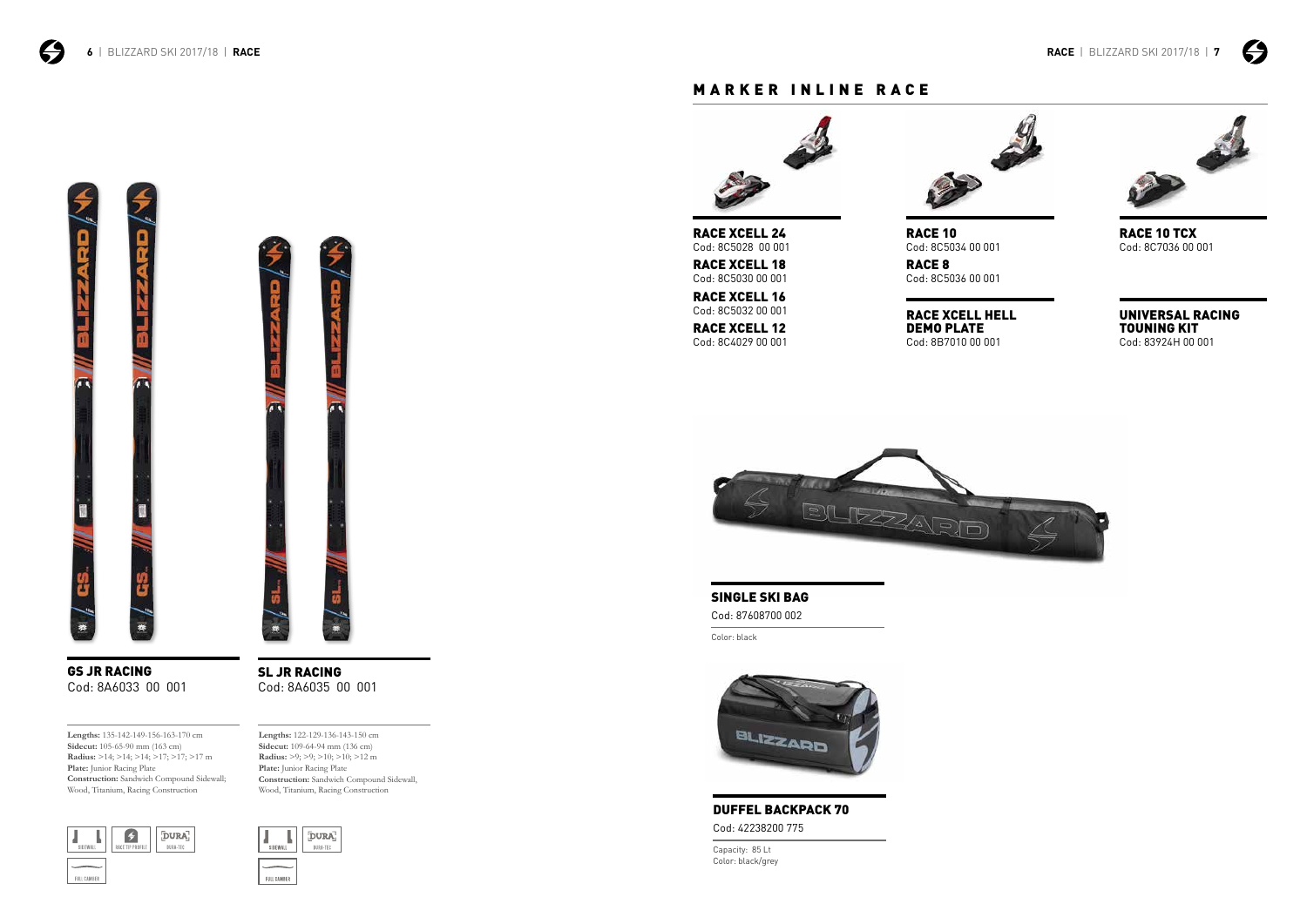## GS JR RACING

Cod: 8A6033 00 001

**Lengths:** 135-142-149-156-163-170 cm
**Sidecut:** 105-65-90 mm (163 cm)
**Radius:** >14; >14; >14; >17; >17; >17 m
**Plate:** Junior Racing Plate
**Construction:** Sandwich Compound Sidewall; Wood, Titanium, Racing Construction

SIDEWALL | RACE TIP PROFILE | DURA-TEC | FULL CAMBER

## SL JR RACING

Cod: 8A6035 00 001

**Lengths:** 122-129-136-143-150 cm
**Sidecut:** 109-64-94 mm (136 cm)
**Radius:** >9; >9; >10; >10; >12 m
**Plate:** Junior Racing Plate
**Construction:** Sandwich Compound Sidewall, Wood, Titanium, Racing Construction

SIDEWALL | DURA-TEC | FULL CAMBER

# MARKER INLINE RACE

**RACE XCELL 24**
Cod: 8C5028 00 001

**RACE XCELL 18**
Cod: 8C5030 00 001

**RACE XCELL 16**
Cod: 8C5032 00 001

**RACE XCELL 12**
Cod: 8C4029 00 001

**RACE 10**
Cod: 8C5034 00 001

**RACE 8**
Cod: 8C5036 00 001

**RACE XCELL HELL DEMO PLATE**
Cod: 8B7010 00 001

**RACE 10 TCX**
Cod: 8C7036 00 001

**UNIVERSAL RACING TOUNING KIT**
Cod: 83924H 00 001

## SINGLE SKI BAG

Cod: 87608700 002

Color: black

## DUFFEL BACKPACK 70

Cod: 42238200 775

Capacity: 85 Lt
Color: black/grey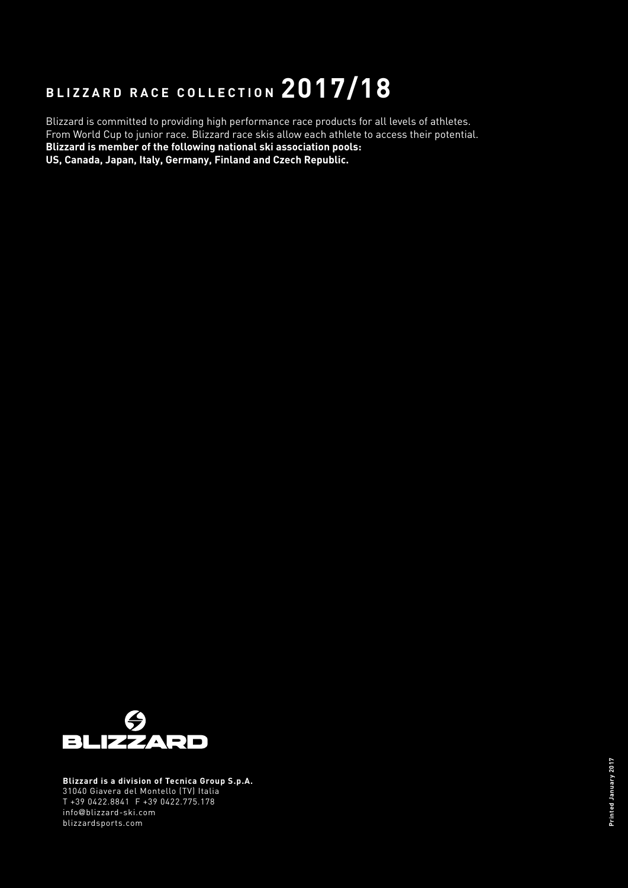# BLIZZARD RACE COLLECTION 2017/18

Blizzard is committed to providing high performance race products for all levels of athletes.
From World Cup to junior race. Blizzard race skis allow each athlete to access their potential.
**Blizzard is member of the following national ski association pools:**
**US, Canada, Japan, Italy, Germany, Finland and Czech Republic.**

BLIZZARD

**Blizzard is a division of Tecnica Group S.p.A.**
31040 Giavera del Montello (TV) Italia
T +39 0422.8841 F +39 0422.775.178
info@blizzard-ski.com
blizzardsports.com

Printed January 2017